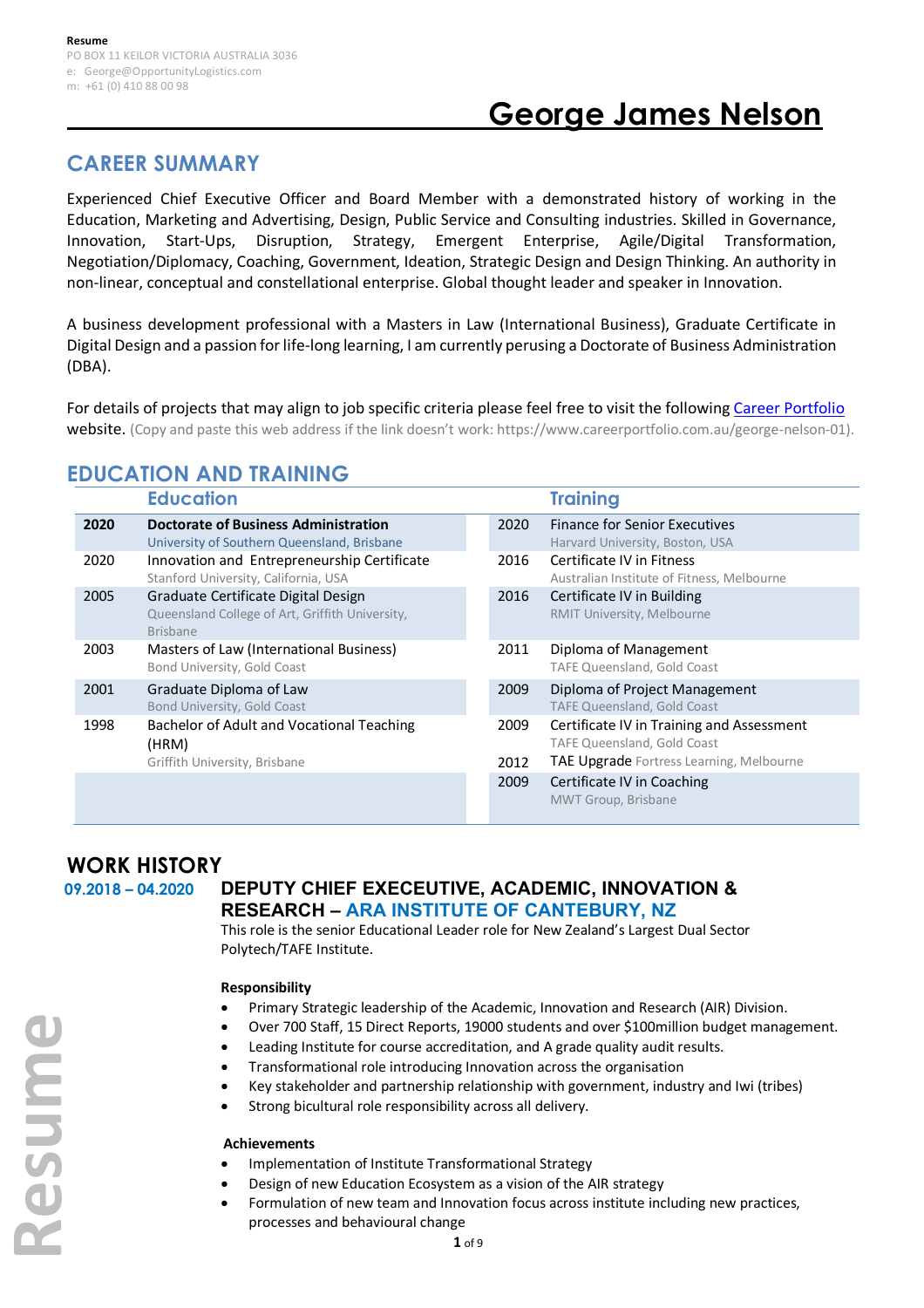**Resume**
PO BOX 11 KEILOR VICTORIA AUSTRALIA 3036
e: George@OpportunityLogistics.com
m: +61 (0) 410 88 00 98

# George James Nelson

## CAREER SUMMARY

Experienced Chief Executive Officer and Board Member with a demonstrated history of working in the Education, Marketing and Advertising, Design, Public Service and Consulting industries. Skilled in Governance, Innovation, Start-Ups, Disruption, Strategy, Emergent Enterprise, Agile/Digital Transformation, Negotiation/Diplomacy, Coaching, Government, Ideation, Strategic Design and Design Thinking. An authority in non-linear, conceptual and constellational enterprise. Global thought leader and speaker in Innovation.

A business development professional with a Masters in Law (International Business), Graduate Certificate in Digital Design and a passion for life-long learning, I am currently perusing a Doctorate of Business Administration (DBA).

For details of projects that may align to job specific criteria please feel free to visit the following Career Portfolio website. (Copy and paste this web address if the link doesn't work: https://www.careerportfolio.com.au/george-nelson-01).

## EDUCATION AND TRAINING

| | Education | | Training |
|---|---|---|---|
| **2020** | **Doctorate of Business Administration** University of Southern Queensland, Brisbane | 2020 | Finance for Senior Executives Harvard University, Boston, USA |
| 2020 | Innovation and Entrepreneurship Certificate Stanford University, California, USA | 2016 | Certificate IV in Fitness Australian Institute of Fitness, Melbourne |
| 2005 | Graduate Certificate Digital Design Queensland College of Art, Griffith University, Brisbane | 2016 | Certificate IV in Building RMIT University, Melbourne |
| 2003 | Masters of Law (International Business) Bond University, Gold Coast | 2011 | Diploma of Management TAFE Queensland, Gold Coast |
| 2001 | Graduate Diploma of Law Bond University, Gold Coast | 2009 | Diploma of Project Management TAFE Queensland, Gold Coast |
| 1998 | Bachelor of Adult and Vocational Teaching (HRM) Griffith University, Brisbane | 2009 | Certificate IV in Training and Assessment TAFE Queensland, Gold Coast |
| | | 2012 | TAE Upgrade Fortress Learning, Melbourne |
| | | 2009 | Certificate IV in Coaching MWT Group, Brisbane |

## WORK HISTORY

### 09.2018 – 04.2020 DEPUTY CHIEF EXEECUTIVE, ACADEMIC, INNOVATION & RESEARCH – ARA INSTITUTE OF CANTEBURY, NZ

This role is the senior Educational Leader role for New Zealand's Largest Dual Sector Polytech/TAFE Institute.

**Responsibility**

- Primary Strategic leadership of the Academic, Innovation and Research (AIR) Division.
- Over 700 Staff, 15 Direct Reports, 19000 students and over $100million budget management.
- Leading Institute for course accreditation, and A grade quality audit results.
- Transformational role introducing Innovation across the organisation
- Key stakeholder and partnership relationship with government, industry and Iwi (tribes)
- Strong bicultural role responsibility across all delivery.

**Achievements**

- Implementation of Institute Transformational Strategy
- Design of new Education Ecosystem as a vision of the AIR strategy
- Formulation of new team and Innovation focus across institute including new practices, processes and behavioural change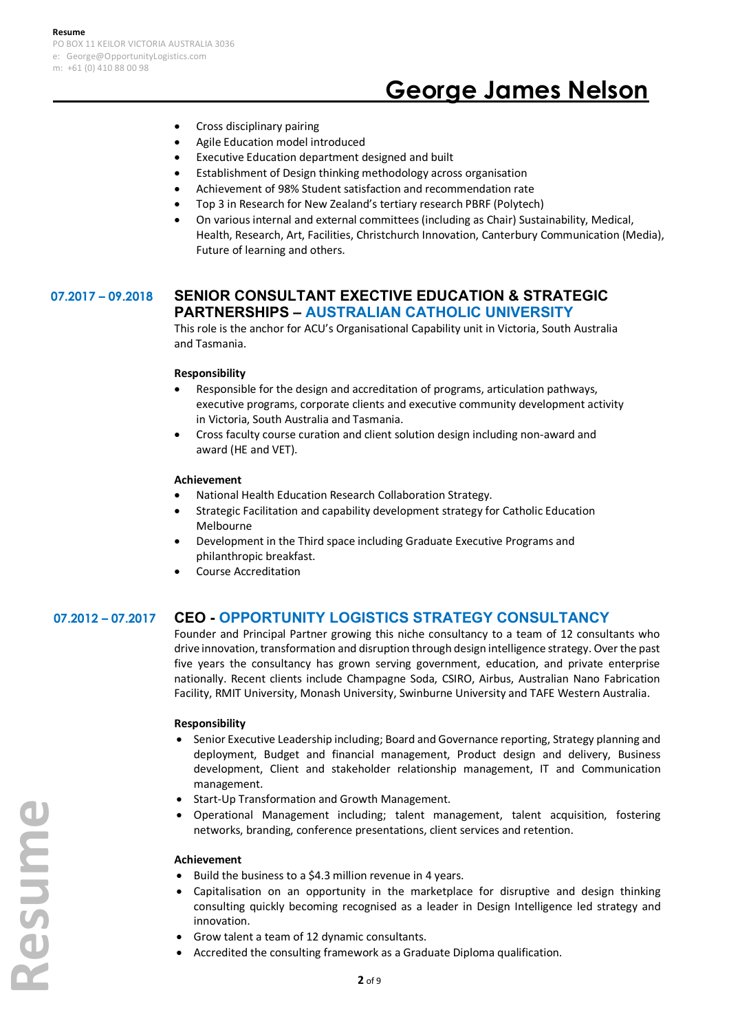- Cross disciplinary pairing
- Agile Education model introduced
- Executive Education department designed and built
- Establishment of Design thinking methodology across organisation
- Achievement of 98% Student satisfaction and recommendation rate
- Top 3 in Research for New Zealand's tertiary research PBRF (Polytech)
- On various internal and external committees (including as Chair) Sustainability, Medical, Health, Research, Art, Facilities, Christchurch Innovation, Canterbury Communication (Media), Future of learning and others.

## 07.2017 – 09.2018 SENIOR CONSULTANT EXECTIVE EDUCATION & STRATEGIC PARTNERSHIPS – AUSTRALIAN CATHOLIC UNIVERSITY

This role is the anchor for ACU's Organisational Capability unit in Victoria, South Australia and Tasmania.

**Responsibility**

- Responsible for the design and accreditation of programs, articulation pathways, executive programs, corporate clients and executive community development activity in Victoria, South Australia and Tasmania.
- Cross faculty course curation and client solution design including non-award and award (HE and VET).

**Achievement**

- National Health Education Research Collaboration Strategy.
- Strategic Facilitation and capability development strategy for Catholic Education Melbourne
- Development in the Third space including Graduate Executive Programs and philanthropic breakfast.
- Course Accreditation

## 07.2012 – 07.2017 CEO - OPPORTUNITY LOGISTICS STRATEGY CONSULTANCY

Founder and Principal Partner growing this niche consultancy to a team of 12 consultants who drive innovation, transformation and disruption through design intelligence strategy. Over the past five years the consultancy has grown serving government, education, and private enterprise nationally. Recent clients include Champagne Soda, CSIRO, Airbus, Australian Nano Fabrication Facility, RMIT University, Monash University, Swinburne University and TAFE Western Australia.

**Responsibility**

- Senior Executive Leadership including; Board and Governance reporting, Strategy planning and deployment, Budget and financial management, Product design and delivery, Business development, Client and stakeholder relationship management, IT and Communication management.
- Start-Up Transformation and Growth Management.
- Operational Management including; talent management, talent acquisition, fostering networks, branding, conference presentations, client services and retention.

**Achievement**

- Build the business to a $4.3 million revenue in 4 years.
- Capitalisation on an opportunity in the marketplace for disruptive and design thinking consulting quickly becoming recognised as a leader in Design Intelligence led strategy and innovation.
- Grow talent a team of 12 dynamic consultants.
- Accredited the consulting framework as a Graduate Diploma qualification.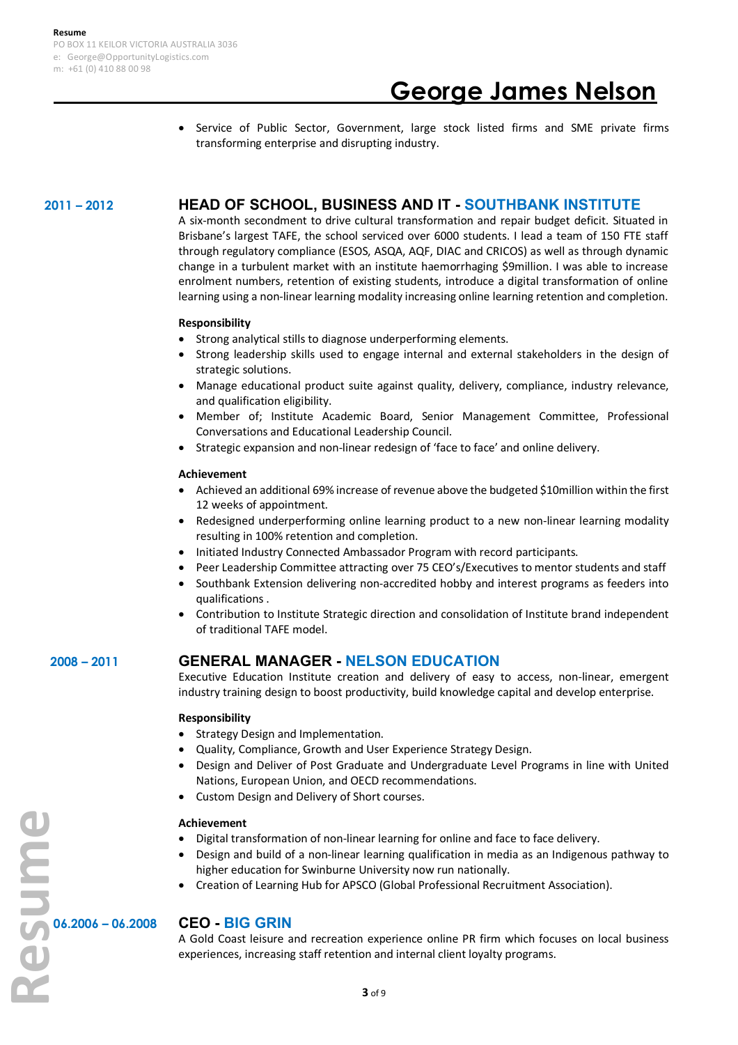- Service of Public Sector, Government, large stock listed firms and SME private firms transforming enterprise and disrupting industry.

## HEAD OF SCHOOL, BUSINESS AND IT - SOUTHBANK INSTITUTE

**2011 – 2012**

A six-month secondment to drive cultural transformation and repair budget deficit. Situated in Brisbane's largest TAFE, the school serviced over 6000 students. I lead a team of 150 FTE staff through regulatory compliance (ESOS, ASQA, AQF, DIAC and CRICOS) as well as through dynamic change in a turbulent market with an institute haemorrhaging $9million. I was able to increase enrolment numbers, retention of existing students, introduce a digital transformation of online learning using a non-linear learning modality increasing online learning retention and completion.

**Responsibility**

- Strong analytical stills to diagnose underperforming elements.
- Strong leadership skills used to engage internal and external stakeholders in the design of strategic solutions.
- Manage educational product suite against quality, delivery, compliance, industry relevance, and qualification eligibility.
- Member of; Institute Academic Board, Senior Management Committee, Professional Conversations and Educational Leadership Council.
- Strategic expansion and non-linear redesign of 'face to face' and online delivery.

**Achievement**

- Achieved an additional 69% increase of revenue above the budgeted $10million within the first 12 weeks of appointment.
- Redesigned underperforming online learning product to a new non-linear learning modality resulting in 100% retention and completion.
- Initiated Industry Connected Ambassador Program with record participants.
- Peer Leadership Committee attracting over 75 CEO's/Executives to mentor students and staff
- Southbank Extension delivering non-accredited hobby and interest programs as feeders into qualifications .
- Contribution to Institute Strategic direction and consolidation of Institute brand independent of traditional TAFE model.

## GENERAL MANAGER - NELSON EDUCATION

**2008 – 2011**

Executive Education Institute creation and delivery of easy to access, non-linear, emergent industry training design to boost productivity, build knowledge capital and develop enterprise.

**Responsibility**

- Strategy Design and Implementation.
- Quality, Compliance, Growth and User Experience Strategy Design.
- Design and Deliver of Post Graduate and Undergraduate Level Programs in line with United Nations, European Union, and OECD recommendations.
- Custom Design and Delivery of Short courses.

**Achievement**

- Digital transformation of non-linear learning for online and face to face delivery.
- Design and build of a non-linear learning qualification in media as an Indigenous pathway to higher education for Swinburne University now run nationally.
- Creation of Learning Hub for APSCO (Global Professional Recruitment Association).

## CEO - BIG GRIN

**06.2006 – 06.2008**

A Gold Coast leisure and recreation experience online PR firm which focuses on local business experiences, increasing staff retention and internal client loyalty programs.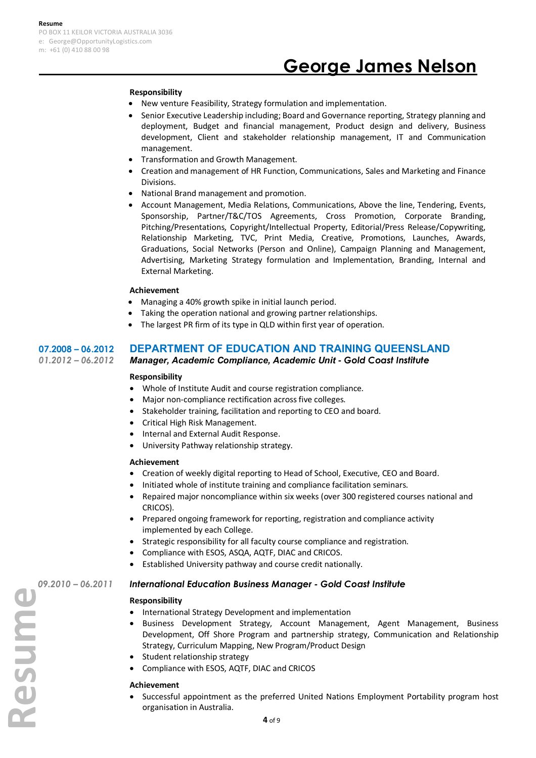#### Responsibility

- New venture Feasibility, Strategy formulation and implementation.
- Senior Executive Leadership including; Board and Governance reporting, Strategy planning and deployment, Budget and financial management, Product design and delivery, Business development, Client and stakeholder relationship management, IT and Communication management.
- Transformation and Growth Management.
- Creation and management of HR Function, Communications, Sales and Marketing and Finance Divisions.
- National Brand management and promotion.
- Account Management, Media Relations, Communications, Above the line, Tendering, Events, Sponsorship, Partner/T&C/TOS Agreements, Cross Promotion, Corporate Branding, Pitching/Presentations, Copyright/Intellectual Property, Editorial/Press Release/Copywriting, Relationship Marketing, TVC, Print Media, Creative, Promotions, Launches, Awards, Graduations, Social Networks (Person and Online), Campaign Planning and Management, Advertising, Marketing Strategy formulation and Implementation, Branding, Internal and External Marketing.

#### Achievement

- Managing a 40% growth spike in initial launch period.
- Taking the operation national and growing partner relationships.
- The largest PR firm of its type in QLD within first year of operation.

## 07.2008 – 06.2012 DEPARTMENT OF EDUCATION AND TRAINING QUEENSLAND

### *01.2012 – 06.2012 Manager, Academic Compliance, Academic Unit - Gold Coast Institute*

#### Responsibility

- Whole of Institute Audit and course registration compliance.
- Major non-compliance rectification across five colleges.
- Stakeholder training, facilitation and reporting to CEO and board.
- Critical High Risk Management.
- Internal and External Audit Response.
- University Pathway relationship strategy.

#### Achievement

- Creation of weekly digital reporting to Head of School, Executive, CEO and Board.
- Initiated whole of institute training and compliance facilitation seminars.
- Repaired major noncompliance within six weeks (over 300 registered courses national and CRICOS).
- Prepared ongoing framework for reporting, registration and compliance activity implemented by each College.
- Strategic responsibility for all faculty course compliance and registration.
- Compliance with ESOS, ASQA, AQTF, DIAC and CRICOS.
- Established University pathway and course credit nationally.

### *09.2010 – 06.2011 International Education Business Manager - Gold Coast Institute*

#### Responsibility

- International Strategy Development and implementation
- Business Development Strategy, Account Management, Agent Management, Business Development, Off Shore Program and partnership strategy, Communication and Relationship Strategy, Curriculum Mapping, New Program/Product Design
- Student relationship strategy
- Compliance with ESOS, AQTF, DIAC and CRICOS

#### Achievement

- Successful appointment as the preferred United Nations Employment Portability program host organisation in Australia.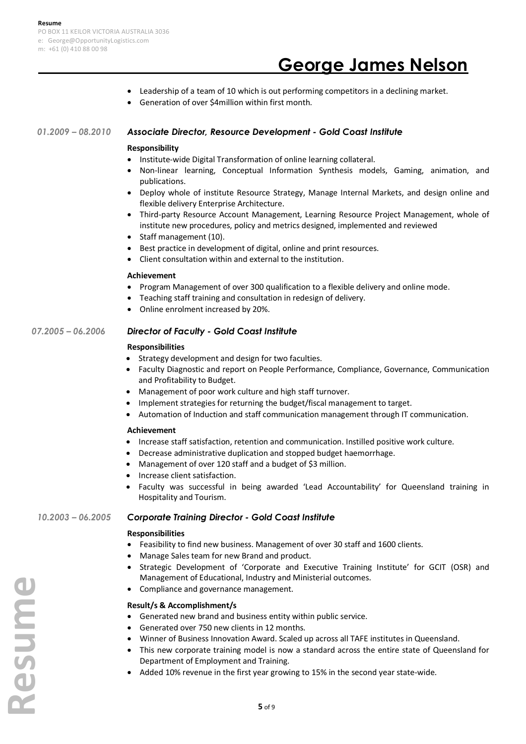- Leadership of a team of 10 which is out performing competitors in a declining market.
- Generation of over $4million within first month.

### *01.2009 – 08.2010* *Associate Director, Resource Development - Gold Coast Institute*

**Responsibility**

- Institute-wide Digital Transformation of online learning collateral.
- Non-linear learning, Conceptual Information Synthesis models, Gaming, animation, and publications.
- Deploy whole of institute Resource Strategy, Manage Internal Markets, and design online and flexible delivery Enterprise Architecture.
- Third-party Resource Account Management, Learning Resource Project Management, whole of institute new procedures, policy and metrics designed, implemented and reviewed
- Staff management (10).
- Best practice in development of digital, online and print resources.
- Client consultation within and external to the institution.

**Achievement**

- Program Management of over 300 qualification to a flexible delivery and online mode.
- Teaching staff training and consultation in redesign of delivery.
- Online enrolment increased by 20%.

### *07.2005 – 06.2006* *Director of Faculty - Gold Coast Institute*

**Responsibilities**

- Strategy development and design for two faculties.
- Faculty Diagnostic and report on People Performance, Compliance, Governance, Communication and Profitability to Budget.
- Management of poor work culture and high staff turnover.
- Implement strategies for returning the budget/fiscal management to target.
- Automation of Induction and staff communication management through IT communication.

**Achievement**

- Increase staff satisfaction, retention and communication. Instilled positive work culture.
- Decrease administrative duplication and stopped budget haemorrhage.
- Management of over 120 staff and a budget of $3 million.
- Increase client satisfaction.
- Faculty was successful in being awarded 'Lead Accountability' for Queensland training in Hospitality and Tourism.

### *10.2003 – 06.2005* *Corporate Training Director - Gold Coast Institute*

**Responsibilities**

- Feasibility to find new business. Management of over 30 staff and 1600 clients.
- Manage Sales team for new Brand and product.
- Strategic Development of 'Corporate and Executive Training Institute' for GCIT (OSR) and Management of Educational, Industry and Ministerial outcomes.
- Compliance and governance management.

**Result/s & Accomplishment/s**

- Generated new brand and business entity within public service.
- Generated over 750 new clients in 12 months.
- Winner of Business Innovation Award. Scaled up across all TAFE institutes in Queensland.
- This new corporate training model is now a standard across the entire state of Queensland for Department of Employment and Training.
- Added 10% revenue in the first year growing to 15% in the second year state-wide.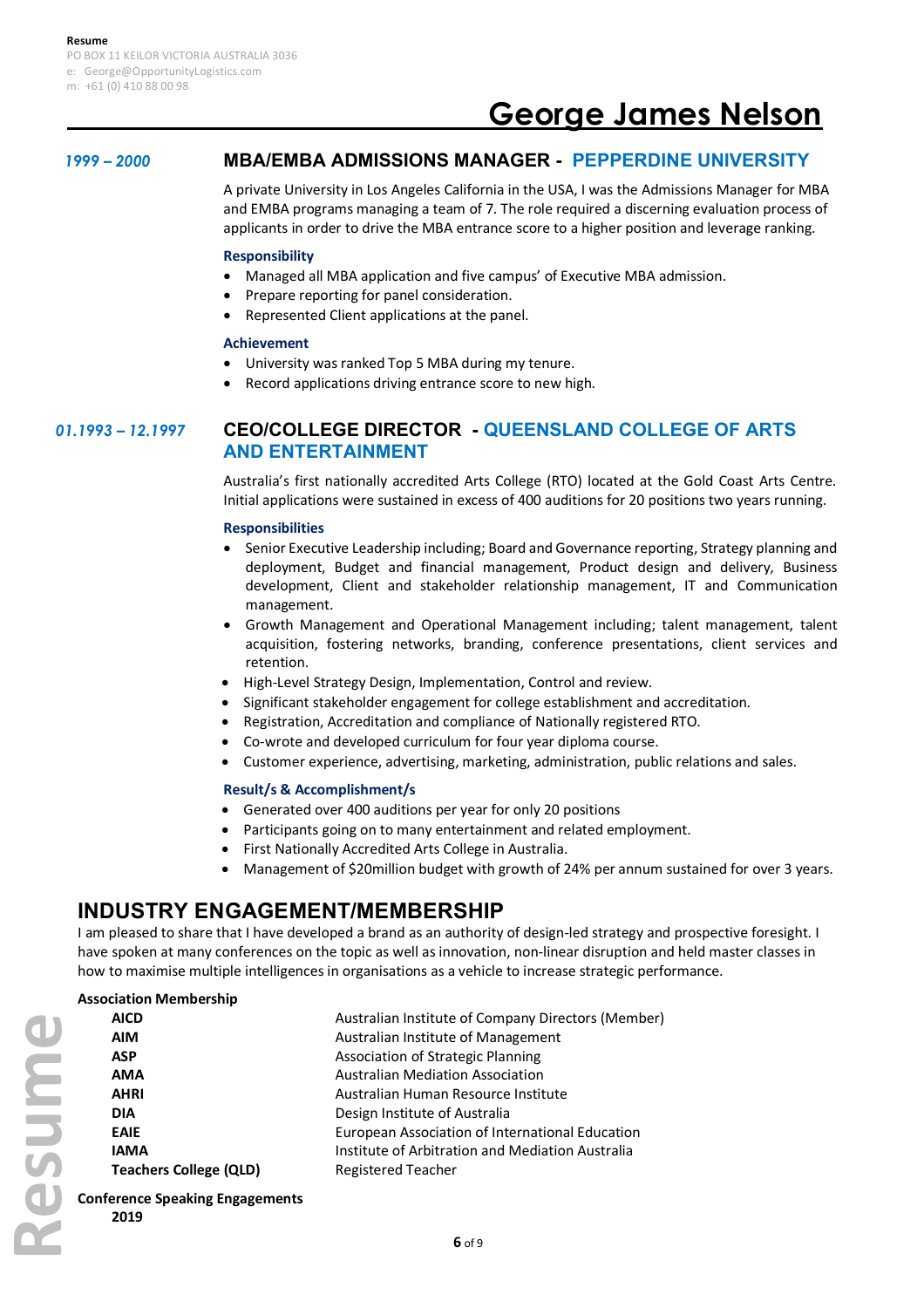**Resume**
PO BOX 11 KEILOR VICTORIA AUSTRALIA 3036
e: George@OpportunityLogistics.com
m: +61 (0) 410 88 00 98

# George James Nelson

*1999 – 2000*

## MBA/EMBA ADMISSIONS MANAGER - PEPPERDINE UNIVERSITY

A private University in Los Angeles California in the USA, I was the Admissions Manager for MBA and EMBA programs managing a team of 7. The role required a discerning evaluation process of applicants in order to drive the MBA entrance score to a higher position and leverage ranking.

**Responsibility**

- Managed all MBA application and five campus' of Executive MBA admission.
- Prepare reporting for panel consideration.
- Represented Client applications at the panel.

**Achievement**

- University was ranked Top 5 MBA during my tenure.
- Record applications driving entrance score to new high.

*01.1993 – 12.1997*

## CEO/COLLEGE DIRECTOR - QUEENSLAND COLLEGE OF ARTS AND ENTERTAINMENT

Australia's first nationally accredited Arts College (RTO) located at the Gold Coast Arts Centre. Initial applications were sustained in excess of 400 auditions for 20 positions two years running.

**Responsibilities**

- Senior Executive Leadership including; Board and Governance reporting, Strategy planning and deployment, Budget and financial management, Product design and delivery, Business development, Client and stakeholder relationship management, IT and Communication management.
- Growth Management and Operational Management including; talent management, talent acquisition, fostering networks, branding, conference presentations, client services and retention.
- High-Level Strategy Design, Implementation, Control and review.
- Significant stakeholder engagement for college establishment and accreditation.
- Registration, Accreditation and compliance of Nationally registered RTO.
- Co-wrote and developed curriculum for four year diploma course.
- Customer experience, advertising, marketing, administration, public relations and sales.

**Result/s & Accomplishment/s**

- Generated over 400 auditions per year for only 20 positions
- Participants going on to many entertainment and related employment.
- First Nationally Accredited Arts College in Australia.
- Management of $20million budget with growth of 24% per annum sustained for over 3 years.

## INDUSTRY ENGAGEMENT/MEMBERSHIP

I am pleased to share that I have developed a brand as an authority of design-led strategy and prospective foresight. I have spoken at many conferences on the topic as well as innovation, non-linear disruption and held master classes in how to maximise multiple intelligences in organisations as a vehicle to increase strategic performance.

**Association Membership**

| | |
|---|---|
| **AICD** | Australian Institute of Company Directors (Member) |
| **AIM** | Australian Institute of Management |
| **ASP** | Association of Strategic Planning |
| **AMA** | Australian Mediation Association |
| **AHRI** | Australian Human Resource Institute |
| **DIA** | Design Institute of Australia |
| **EAIE** | European Association of International Education |
| **IAMA** | Institute of Arbitration and Mediation Australia |
| **Teachers College (QLD)** | Registered Teacher |

**Conference Speaking Engagements**

**2019**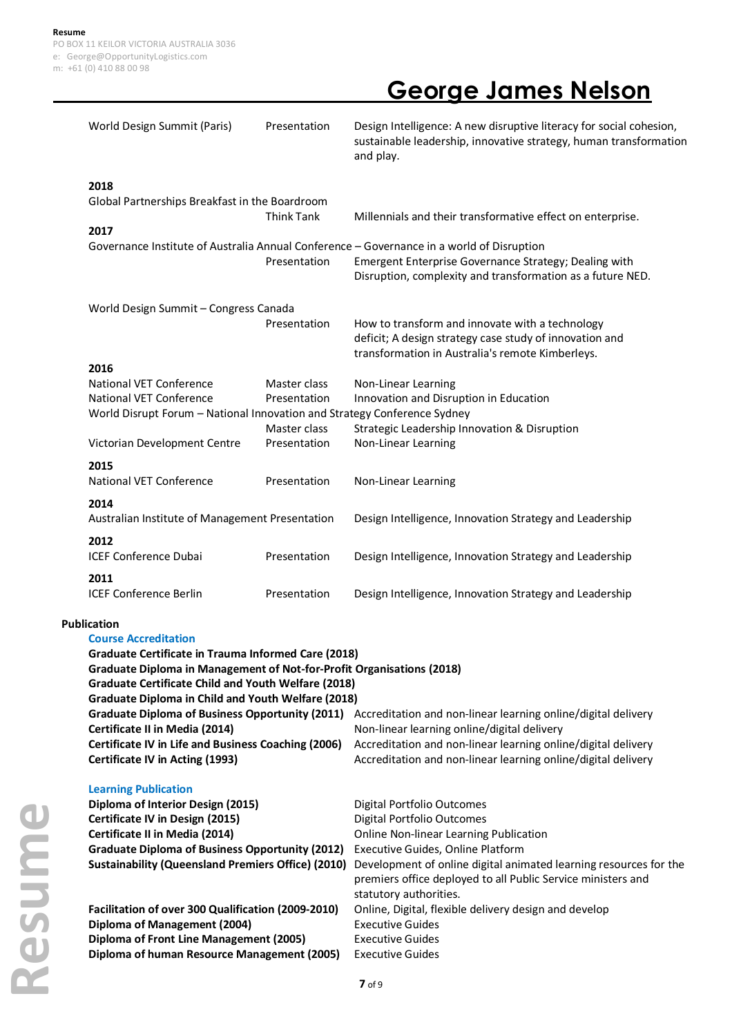| | | |
|---|---|---|
| World Design Summit (Paris) | Presentation | Design Intelligence: A new disruptive literacy for social cohesion, sustainable leadership, innovative strategy, human transformation and play. |

**2018**

| | | |
|---|---|---|
| Global Partnerships Breakfast in the Boardroom | Think Tank | Millennials and their transformative effect on enterprise. |

**2017**

| | | |
|---|---|---|
| Governance Institute of Australia Annual Conference – Governance in a world of Disruption | Presentation | Emergent Enterprise Governance Strategy; Dealing with Disruption, complexity and transformation as a future NED. |
| World Design Summit – Congress Canada | Presentation | How to transform and innovate with a technology deficit; A design strategy case study of innovation and transformation in Australia's remote Kimberleys. |

**2016**

| | | |
|---|---|---|
| National VET Conference | Master class | Non-Linear Learning |
| National VET Conference | Presentation | Innovation and Disruption in Education |
| World Disrupt Forum – National Innovation and Strategy Conference Sydney | Master class | Strategic Leadership Innovation & Disruption |
| Victorian Development Centre | Presentation | Non-Linear Learning |

**2015**

| | | |
|---|---|---|
| National VET Conference | Presentation | Non-Linear Learning |

**2014**

| | | |
|---|---|---|
| Australian Institute of Management | Presentation | Design Intelligence, Innovation Strategy and Leadership |

**2012**

| | | |
|---|---|---|
| ICEF Conference Dubai | Presentation | Design Intelligence, Innovation Strategy and Leadership |

**2011**

| | | |
|---|---|---|
| ICEF Conference Berlin | Presentation | Design Intelligence, Innovation Strategy and Leadership |

## Publication

### Course Accreditation

**Graduate Certificate in Trauma Informed Care (2018)**
**Graduate Diploma in Management of Not-for-Profit Organisations (2018)**
**Graduate Certificate Child and Youth Welfare (2018)**
**Graduate Diploma in Child and Youth Welfare (2018)**

| | |
|---|---|
| **Graduate Diploma of Business Opportunity (2011)** | Accreditation and non-linear learning online/digital delivery |
| **Certificate II in Media (2014)** | Non-linear learning online/digital delivery |
| **Certificate IV in Life and Business Coaching (2006)** | Accreditation and non-linear learning online/digital delivery |
| **Certificate IV in Acting (1993)** | Accreditation and non-linear learning online/digital delivery |

### Learning Publication

| | |
|---|---|
| **Diploma of Interior Design (2015)** | Digital Portfolio Outcomes |
| **Certificate IV in Design (2015)** | Digital Portfolio Outcomes |
| **Certificate II in Media (2014)** | Online Non-linear Learning Publication |
| **Graduate Diploma of Business Opportunity (2012)** | Executive Guides, Online Platform |
| **Sustainability (Queensland Premiers Office) (2010)** | Development of online digital animated learning resources for the premiers office deployed to all Public Service ministers and statutory authorities. |
| **Facilitation of over 300 Qualification (2009-2010)** | Online, Digital, flexible delivery design and develop |
| **Diploma of Management (2004)** | Executive Guides |
| **Diploma of Front Line Management (2005)** | Executive Guides |
| **Diploma of human Resource Management (2005)** | Executive Guides |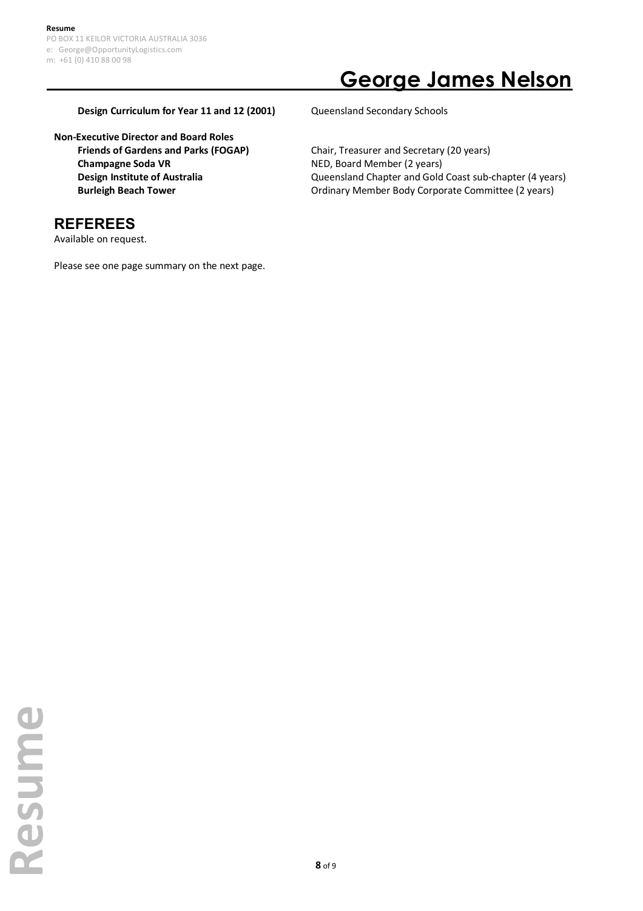**Design Curriculum for Year 11 and 12 (2001)** Queensland Secondary Schools

**Non-Executive Director and Board Roles**

| | |
|---|---|
| **Friends of Gardens and Parks (FOGAP)** | Chair, Treasurer and Secretary (20 years) |
| **Champagne Soda VR** | NED, Board Member (2 years) |
| **Design Institute of Australia** | Queensland Chapter and Gold Coast sub-chapter (4 years) |
| **Burleigh Beach Tower** | Ordinary Member Body Corporate Committee (2 years) |

## REFEREES

Available on request.

Please see one page summary on the next page.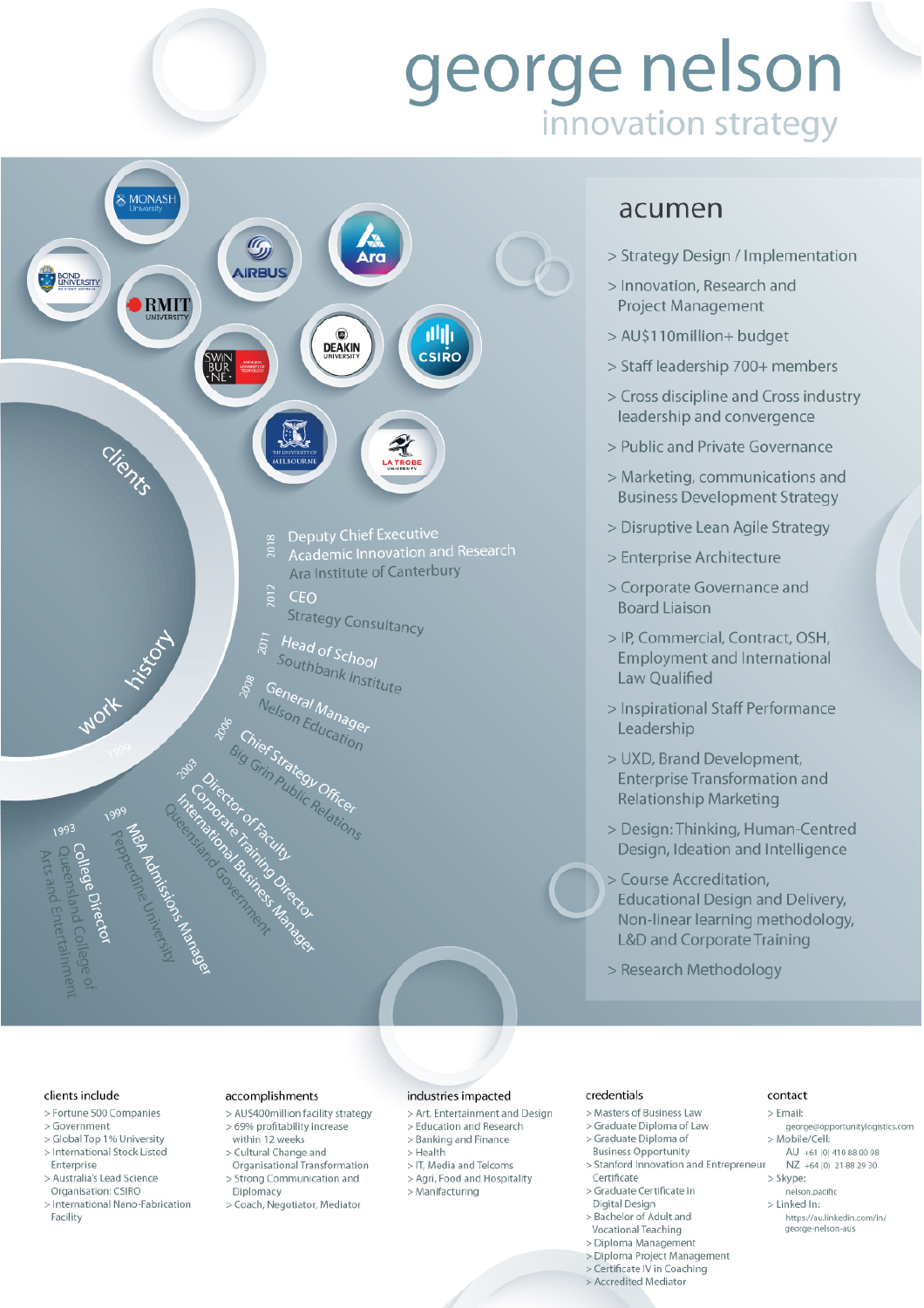# george nelson

## innovation strategy

clients

Monash University, Bond University, RMIT University, Airbus, Ara, Swinburne University of Technology, Deakin University, CSIRO, The University of Melbourne, La Trobe University

work history

2018 Deputy Chief Executive
Academic Innovation and Research
Ara Institute of Canterbury

2012 CEO
Strategy Consultancy

2011 Head of School
Southbank Institute

2008 General Manager
Nelson Education

2006 Chief Strategy Officer
Big Grin Public Relations

2003 Director of Faculty
Corporate Training Director
International Business Manager
Queensland Government

1999 MBA Admissions Manager
Pepperdine University

1993 College Director
Queensland College of
Arts and Entertainment

## acumen

> Strategy Design / Implementation

> Innovation, Research and Project Management

> AU$110million+ budget

> Staff leadership 700+ members

> Cross discipline and Cross industry leadership and convergence

> Public and Private Governance

> Marketing, communications and Business Development Strategy

> Disruptive Lean Agile Strategy

> Enterprise Architecture

> Corporate Governance and Board Liaison

> IP, Commercial, Contract, OSH, Employment and International Law Qualified

> Inspirational Staff Performance Leadership

> UXD, Brand Development, Enterprise Transformation and Relationship Marketing

> Design: Thinking, Human-Centred Design, Ideation and Intelligence

> Course Accreditation, Educational Design and Delivery, Non-linear learning methodology, L&D and Corporate Training

> Research Methodology

### clients include

> Fortune 500 Companies
> Government
> Global Top 1% University
> International Stock Listed Enterprise
> Australia's Lead Science Organisation: CSIRO
> International Nano-Fabrication Facility

### accomplishments

> AU$400million facility strategy
> 69% profitability increase within 12 weeks
> Cultural Change and Organisational Transformation
> Strong Communication and Diplomacy
> Coach, Negotiator, Mediator

### industries impacted

> Art, Entertainment and Design
> Education and Research
> Banking and Finance
> Health
> IT, Media and Telcoms
> Agri, Food and Hospitality
> Manifacturing

### credentials

> Masters of Business Law
> Graduate Diploma of Law
> Graduate Diploma of Business Opportunity
> Stanford Innovation and Entrepreneur Certificate
> Graduate Certificate in Digital Design
> Bachelor of Adult and Vocational Teaching
> Diploma Management
> Diploma Project Management
> Certificate IV in Coaching
> Accredited Mediator

### contact

> Email:
george@opportunitylogistics.com
> Mobile/Cell:
AU +61 (0) 410 88 00 98
NZ +64 (0) 21 88 29 30
> Skype:
nelson.pacific
> Linked In:
https://au.linkedin.com/in/george-nelson-aus